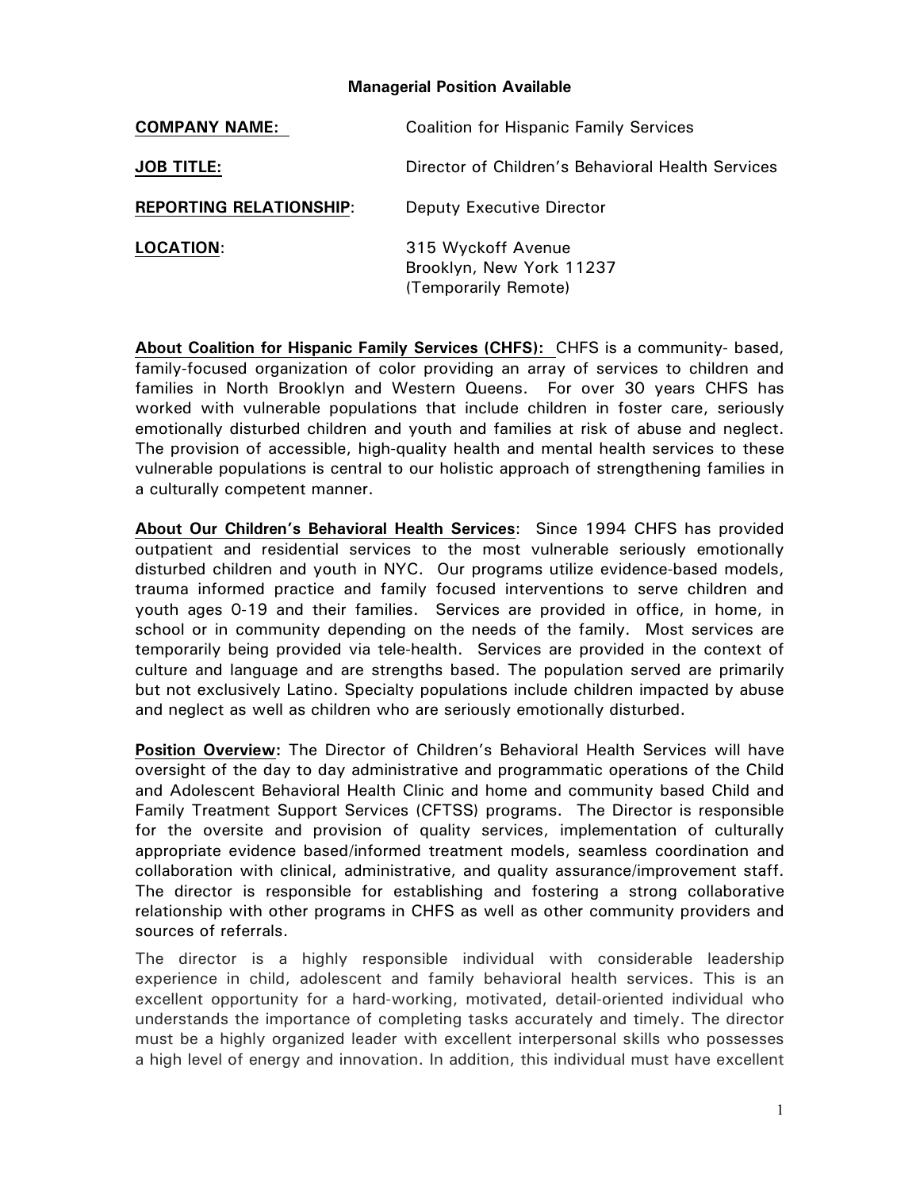**Managerial Position Available**

| | |
|---|---|
| **COMPANY NAME:** | Coalition for Hispanic Family Services |
| **JOB TITLE:** | Director of Children's Behavioral Health Services |
| **REPORTING RELATIONSHIP:** | Deputy Executive Director |
| **LOCATION:** | 315 Wyckoff Avenue<br>Brooklyn, New York 11237<br>(Temporarily Remote) |

**About Coalition for Hispanic Family Services (CHFS):** CHFS is a community- based, family-focused organization of color providing an array of services to children and families in North Brooklyn and Western Queens. For over 30 years CHFS has worked with vulnerable populations that include children in foster care, seriously emotionally disturbed children and youth and families at risk of abuse and neglect. The provision of accessible, high-quality health and mental health services to these vulnerable populations is central to our holistic approach of strengthening families in a culturally competent manner.

**About Our Children's Behavioral Health Services**: Since 1994 CHFS has provided outpatient and residential services to the most vulnerable seriously emotionally disturbed children and youth in NYC. Our programs utilize evidence-based models, trauma informed practice and family focused interventions to serve children and youth ages 0-19 and their families. Services are provided in office, in home, in school or in community depending on the needs of the family. Most services are temporarily being provided via tele-health. Services are provided in the context of culture and language and are strengths based. The population served are primarily but not exclusively Latino. Specialty populations include children impacted by abuse and neglect as well as children who are seriously emotionally disturbed.

**Position Overview:** The Director of Children's Behavioral Health Services will have oversight of the day to day administrative and programmatic operations of the Child and Adolescent Behavioral Health Clinic and home and community based Child and Family Treatment Support Services (CFTSS) programs. The Director is responsible for the oversite and provision of quality services, implementation of culturally appropriate evidence based/informed treatment models, seamless coordination and collaboration with clinical, administrative, and quality assurance/improvement staff. The director is responsible for establishing and fostering a strong collaborative relationship with other programs in CHFS as well as other community providers and sources of referrals.

The director is a highly responsible individual with considerable leadership experience in child, adolescent and family behavioral health services. This is an excellent opportunity for a hard-working, motivated, detail-oriented individual who understands the importance of completing tasks accurately and timely. The director must be a highly organized leader with excellent interpersonal skills who possesses a high level of energy and innovation. In addition, this individual must have excellent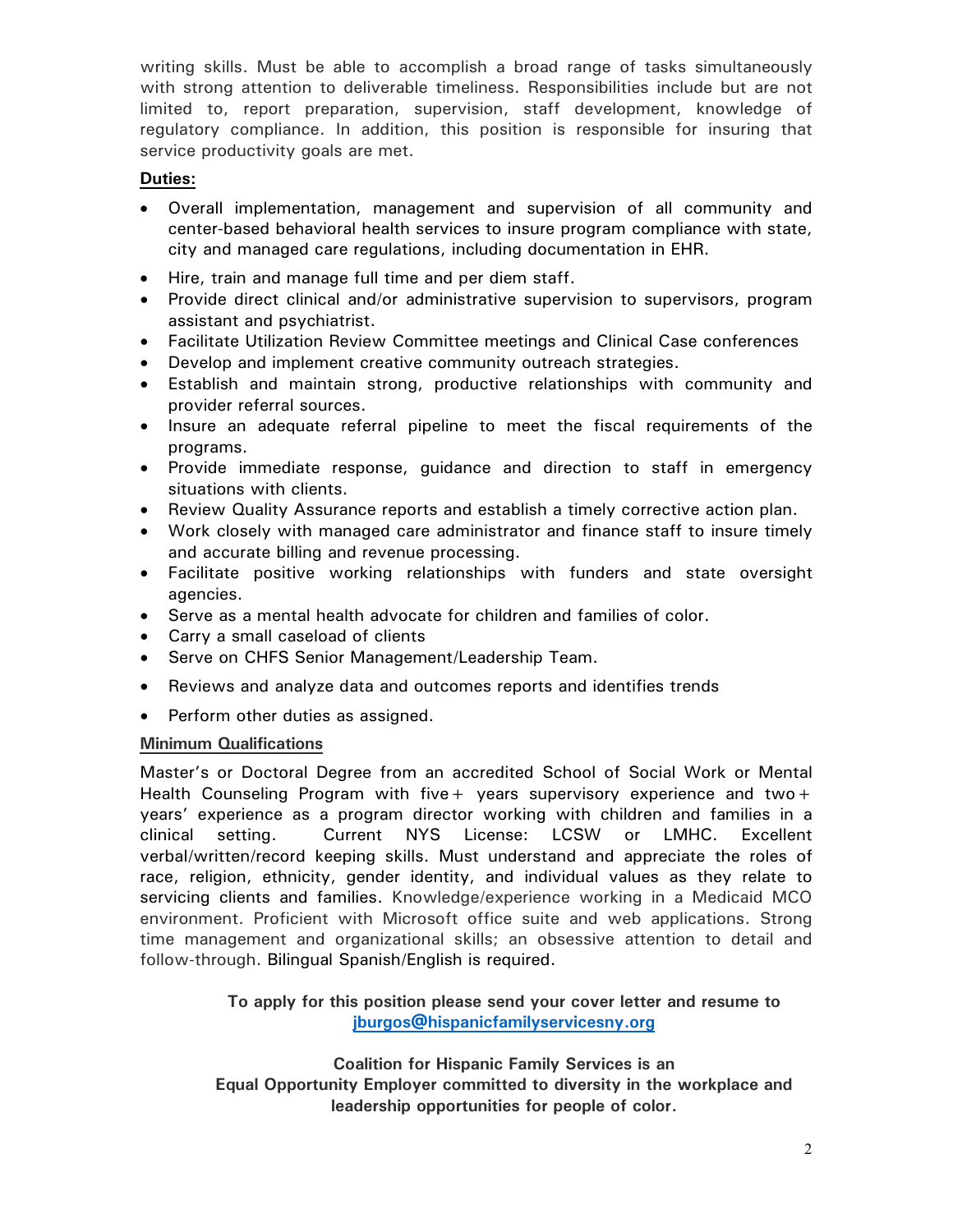writing skills. Must be able to accomplish a broad range of tasks simultaneously with strong attention to deliverable timeliness. Responsibilities include but are not limited to, report preparation, supervision, staff development, knowledge of regulatory compliance. In addition, this position is responsible for insuring that service productivity goals are met.

**Duties:**

- Overall implementation, management and supervision of all community and center-based behavioral health services to insure program compliance with state, city and managed care regulations, including documentation in EHR.
- Hire, train and manage full time and per diem staff.
- Provide direct clinical and/or administrative supervision to supervisors, program assistant and psychiatrist.
- Facilitate Utilization Review Committee meetings and Clinical Case conferences
- Develop and implement creative community outreach strategies.
- Establish and maintain strong, productive relationships with community and provider referral sources.
- Insure an adequate referral pipeline to meet the fiscal requirements of the programs.
- Provide immediate response, guidance and direction to staff in emergency situations with clients.
- Review Quality Assurance reports and establish a timely corrective action plan.
- Work closely with managed care administrator and finance staff to insure timely and accurate billing and revenue processing.
- Facilitate positive working relationships with funders and state oversight agencies.
- Serve as a mental health advocate for children and families of color.
- Carry a small caseload of clients
- Serve on CHFS Senior Management/Leadership Team.
- Reviews and analyze data and outcomes reports and identifies trends
- Perform other duties as assigned.

**Minimum Qualifications**

Master's or Doctoral Degree from an accredited School of Social Work or Mental Health Counseling Program with five+ years supervisory experience and two+ years' experience as a program director working with children and families in a clinical setting. Current NYS License: LCSW or LMHC. Excellent verbal/written/record keeping skills. Must understand and appreciate the roles of race, religion, ethnicity, gender identity, and individual values as they relate to servicing clients and families. Knowledge/experience working in a Medicaid MCO environment. Proficient with Microsoft office suite and web applications. Strong time management and organizational skills; an obsessive attention to detail and follow-through. Bilingual Spanish/English is required.

**To apply for this position please send your cover letter and resume to jburgos@hispanicfamilyservicesny.org**

**Coalition for Hispanic Family Services is an Equal Opportunity Employer committed to diversity in the workplace and leadership opportunities for people of color.**